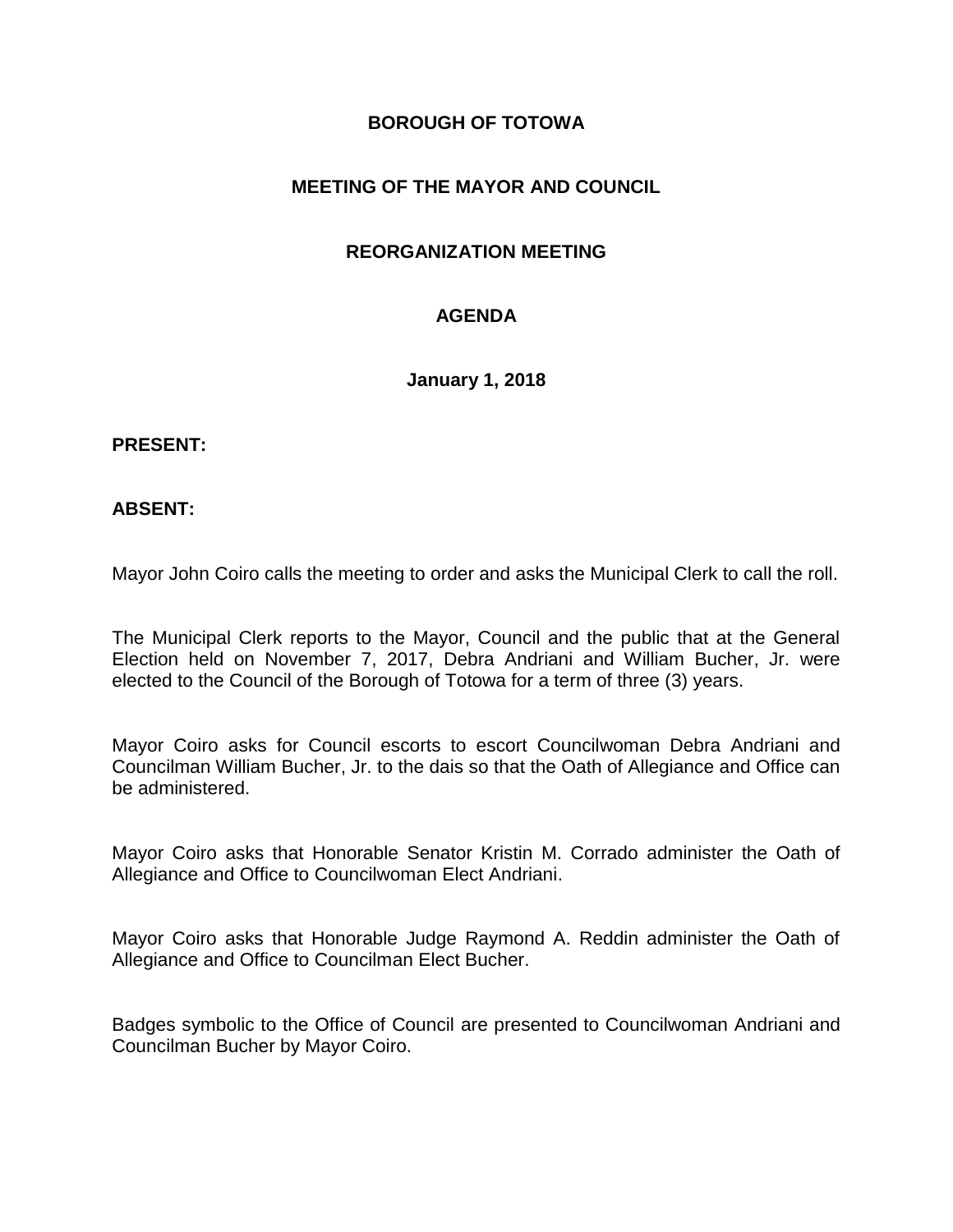# BOROUGH OF TOTOWA

## MEETING OF THE MAYOR AND COUNCIL

## REORGANIZATION MEETING

## AGENDA

**January 1, 2018**

**PRESENT:**

**ABSENT:**

Mayor John Coiro calls the meeting to order and asks the Municipal Clerk to call the roll.

The Municipal Clerk reports to the Mayor, Council and the public that at the General Election held on November 7, 2017, Debra Andriani and William Bucher, Jr. were elected to the Council of the Borough of Totowa for a term of three (3) years.

Mayor Coiro asks for Council escorts to escort Councilwoman Debra Andriani and Councilman William Bucher, Jr. to the dais so that the Oath of Allegiance and Office can be administered.

Mayor Coiro asks that Honorable Senator Kristin M. Corrado administer the Oath of Allegiance and Office to Councilwoman Elect Andriani.

Mayor Coiro asks that Honorable Judge Raymond A. Reddin administer the Oath of Allegiance and Office to Councilman Elect Bucher.

Badges symbolic to the Office of Council are presented to Councilwoman Andriani and Councilman Bucher by Mayor Coiro.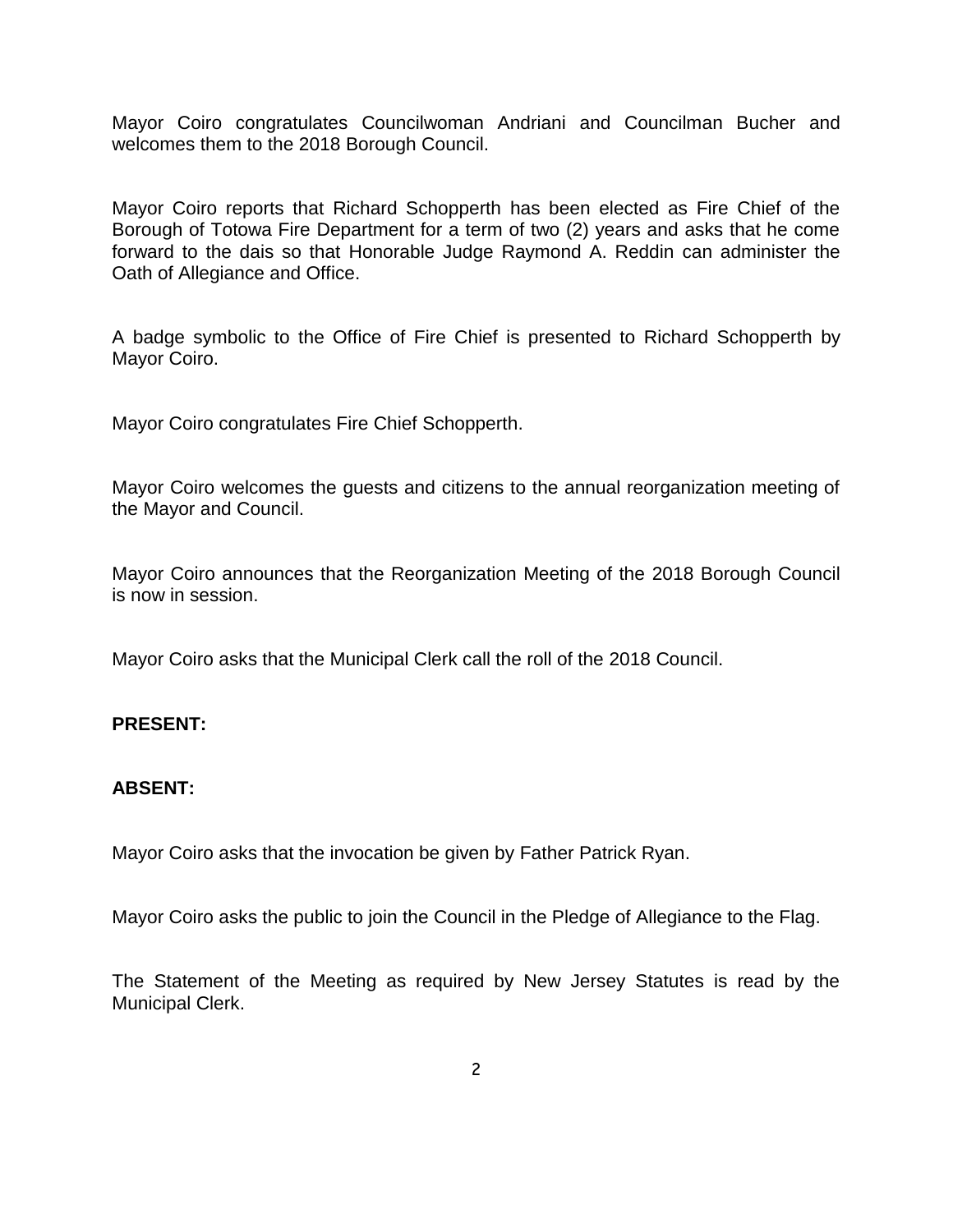Mayor Coiro congratulates Councilwoman Andriani and Councilman Bucher and welcomes them to the 2018 Borough Council.

Mayor Coiro reports that Richard Schopperth has been elected as Fire Chief of the Borough of Totowa Fire Department for a term of two (2) years and asks that he come forward to the dais so that Honorable Judge Raymond A. Reddin can administer the Oath of Allegiance and Office.

A badge symbolic to the Office of Fire Chief is presented to Richard Schopperth by Mayor Coiro.

Mayor Coiro congratulates Fire Chief Schopperth.

Mayor Coiro welcomes the guests and citizens to the annual reorganization meeting of the Mayor and Council.

Mayor Coiro announces that the Reorganization Meeting of the 2018 Borough Council is now in session.

Mayor Coiro asks that the Municipal Clerk call the roll of the 2018 Council.

**PRESENT:**

**ABSENT:**

Mayor Coiro asks that the invocation be given by Father Patrick Ryan.

Mayor Coiro asks the public to join the Council in the Pledge of Allegiance to the Flag.

The Statement of the Meeting as required by New Jersey Statutes is read by the Municipal Clerk.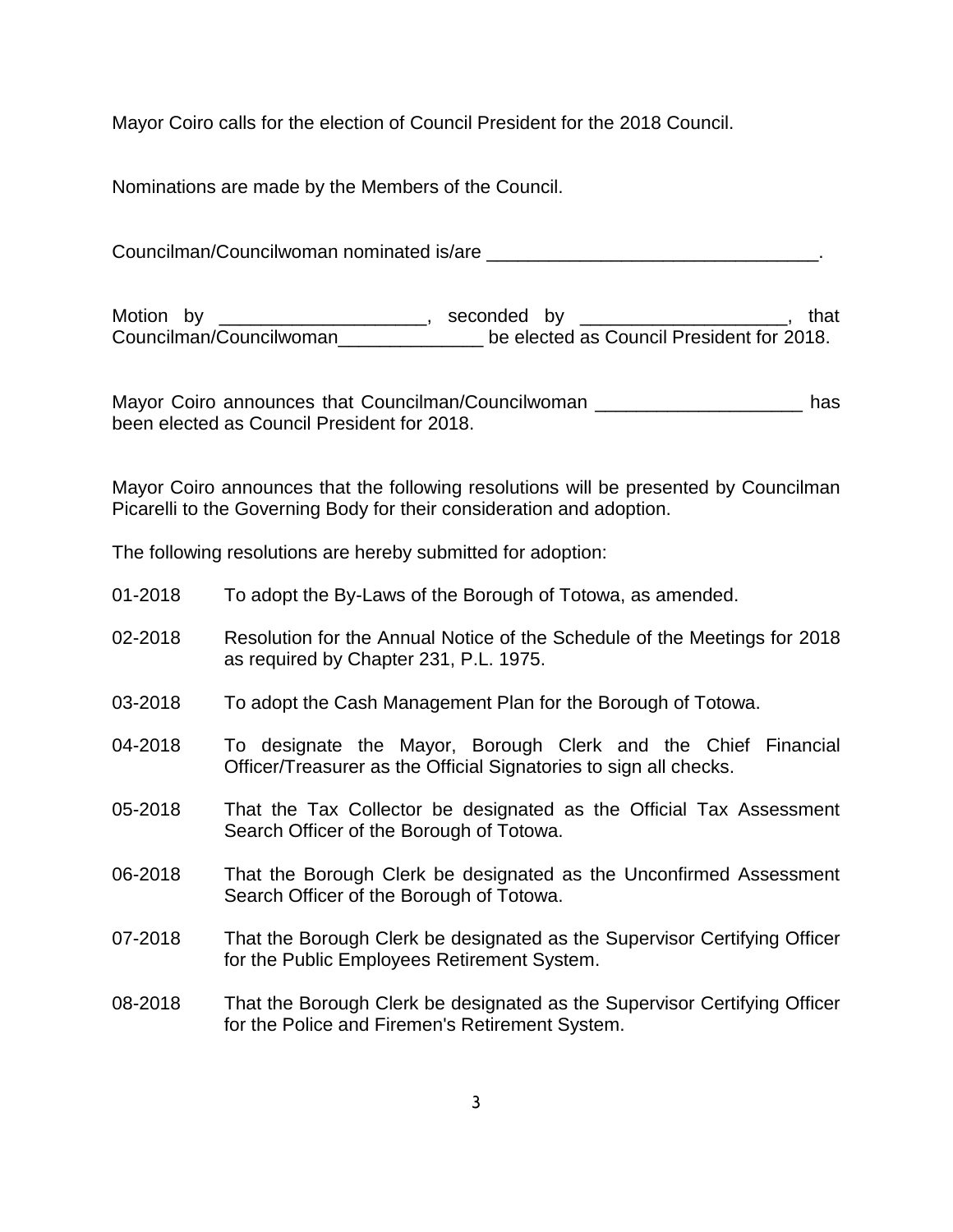Mayor Coiro calls for the election of Council President for the 2018 Council.

Nominations are made by the Members of the Council.

Councilman/Councilwoman nominated is/are ________________________________.

Motion by ____________________, seconded by ____________________, that Councilman/Councilwoman______________ be elected as Council President for 2018.

Mayor Coiro announces that Councilman/Councilwoman ____________________ has been elected as Council President for 2018.

Mayor Coiro announces that the following resolutions will be presented by Councilman Picarelli to the Governing Body for their consideration and adoption.

The following resolutions are hereby submitted for adoption:

01-2018 To adopt the By-Laws of the Borough of Totowa, as amended.

02-2018 Resolution for the Annual Notice of the Schedule of the Meetings for 2018 as required by Chapter 231, P.L. 1975.

03-2018 To adopt the Cash Management Plan for the Borough of Totowa.

04-2018 To designate the Mayor, Borough Clerk and the Chief Financial Officer/Treasurer as the Official Signatories to sign all checks.

05-2018 That the Tax Collector be designated as the Official Tax Assessment Search Officer of the Borough of Totowa.

06-2018 That the Borough Clerk be designated as the Unconfirmed Assessment Search Officer of the Borough of Totowa.

07-2018 That the Borough Clerk be designated as the Supervisor Certifying Officer for the Public Employees Retirement System.

08-2018 That the Borough Clerk be designated as the Supervisor Certifying Officer for the Police and Firemen's Retirement System.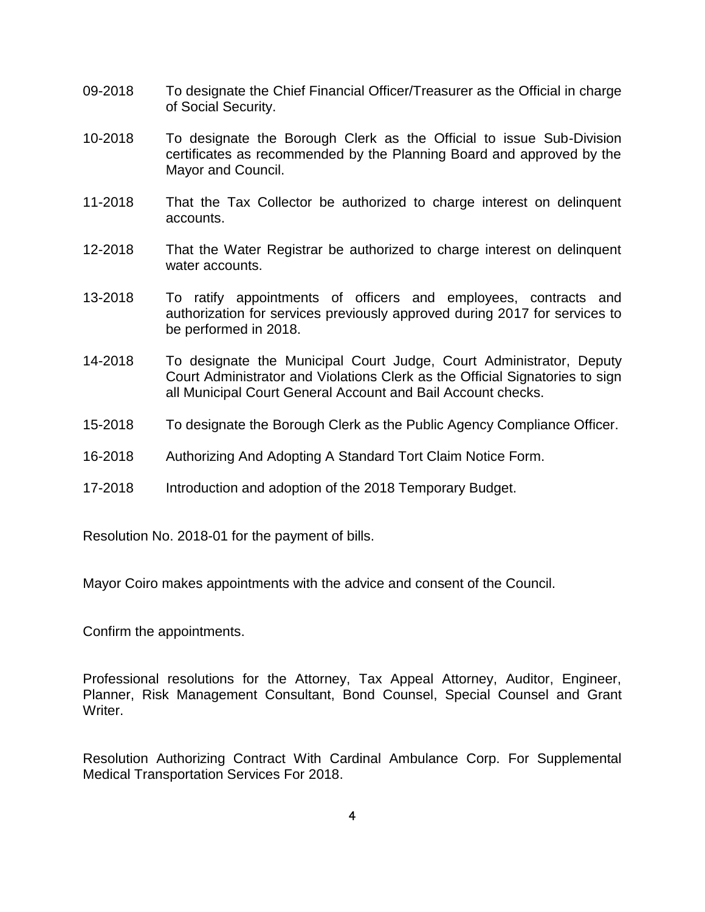09-2018 To designate the Chief Financial Officer/Treasurer as the Official in charge of Social Security.

10-2018 To designate the Borough Clerk as the Official to issue Sub-Division certificates as recommended by the Planning Board and approved by the Mayor and Council.

11-2018 That the Tax Collector be authorized to charge interest on delinquent accounts.

12-2018 That the Water Registrar be authorized to charge interest on delinquent water accounts.

13-2018 To ratify appointments of officers and employees, contracts and authorization for services previously approved during 2017 for services to be performed in 2018.

14-2018 To designate the Municipal Court Judge, Court Administrator, Deputy Court Administrator and Violations Clerk as the Official Signatories to sign all Municipal Court General Account and Bail Account checks.

15-2018 To designate the Borough Clerk as the Public Agency Compliance Officer.

16-2018 Authorizing And Adopting A Standard Tort Claim Notice Form.

17-2018 Introduction and adoption of the 2018 Temporary Budget.

Resolution No. 2018-01 for the payment of bills.

Mayor Coiro makes appointments with the advice and consent of the Council.

Confirm the appointments.

Professional resolutions for the Attorney, Tax Appeal Attorney, Auditor, Engineer, Planner, Risk Management Consultant, Bond Counsel, Special Counsel and Grant Writer.

Resolution Authorizing Contract With Cardinal Ambulance Corp. For Supplemental Medical Transportation Services For 2018.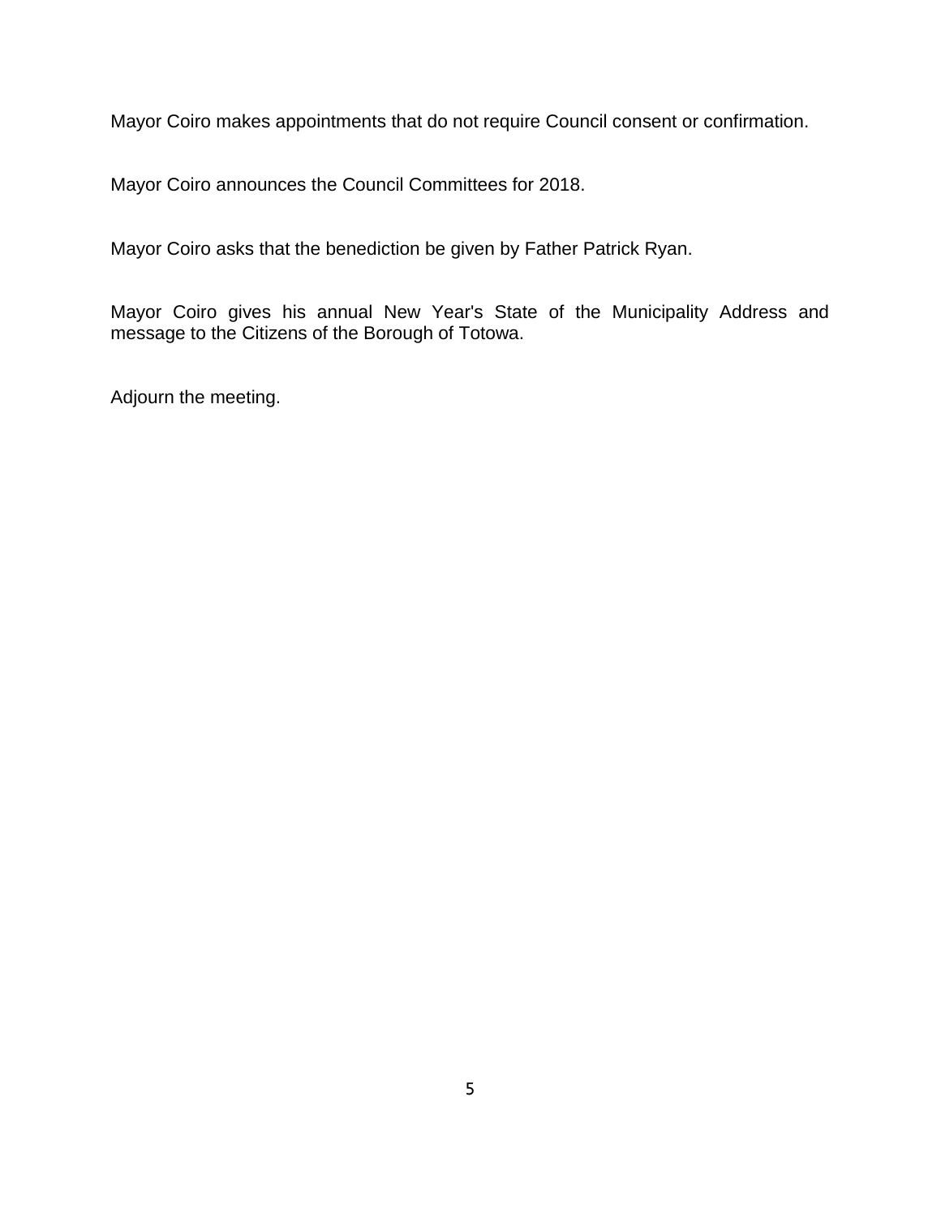Mayor Coiro makes appointments that do not require Council consent or confirmation.

Mayor Coiro announces the Council Committees for 2018.

Mayor Coiro asks that the benediction be given by Father Patrick Ryan.

Mayor Coiro gives his annual New Year's State of the Municipality Address and message to the Citizens of the Borough of Totowa.

Adjourn the meeting.